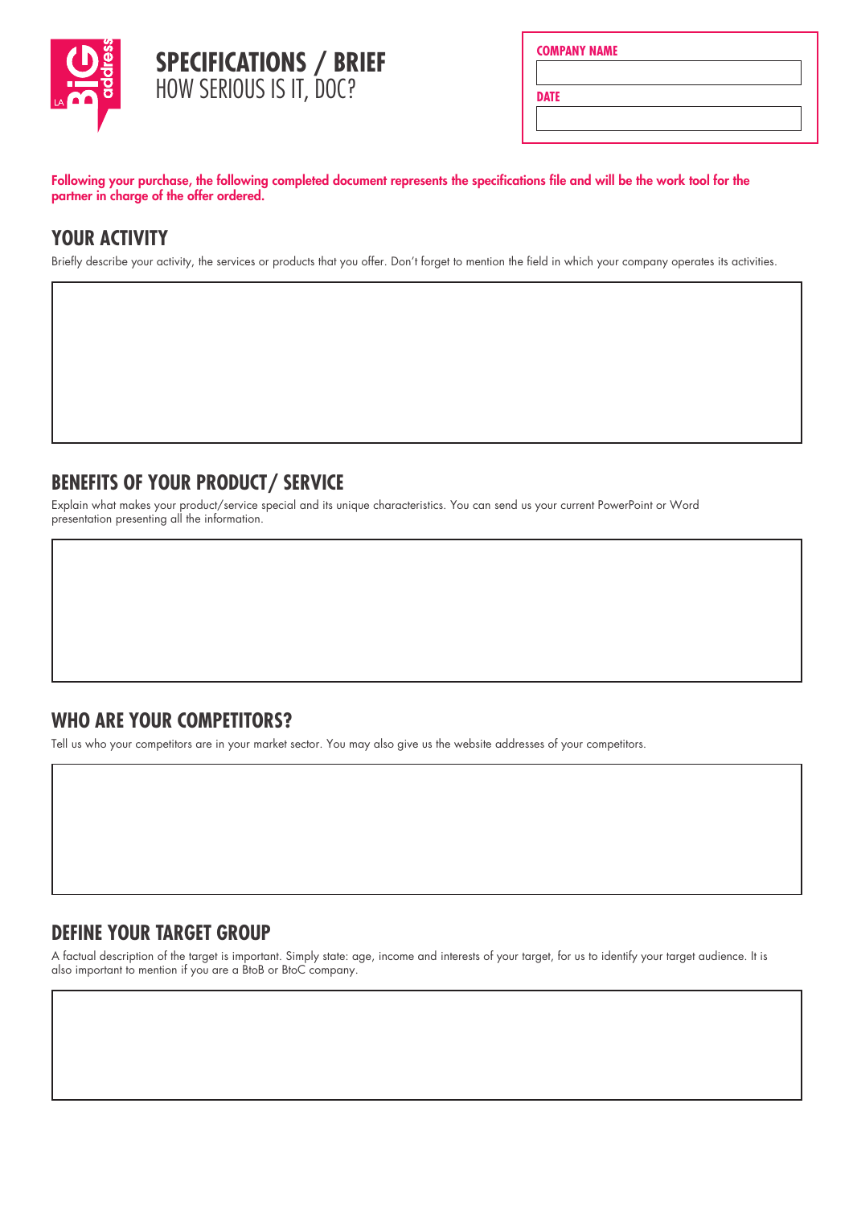# SPECIFICATIONS / BRIEF

HOW SERIOUS IS IT, DOC?

**COMPANY NAME**

**DATE**

**Following your purchase, the following completed document represents the specifications file and will be the work tool for the partner in charge of the offer ordered.**

## YOUR ACTIVITY

Briefly describe your activity, the services or products that you offer. Don't forget to mention the field in which your company operates its activities.

## BENEFITS OF YOUR PRODUCT/ SERVICE

Explain what makes your product/service special and its unique characteristics. You can send us your current PowerPoint or Word presentation presenting all the information.

## WHO ARE YOUR COMPETITORS?

Tell us who your competitors are in your market sector. You may also give us the website addresses of your competitors.

## DEFINE YOUR TARGET GROUP

A factual description of the target is important. Simply state: age, income and interests of your target, for us to identify your target audience. It is also important to mention if you are a BtoB or BtoC company.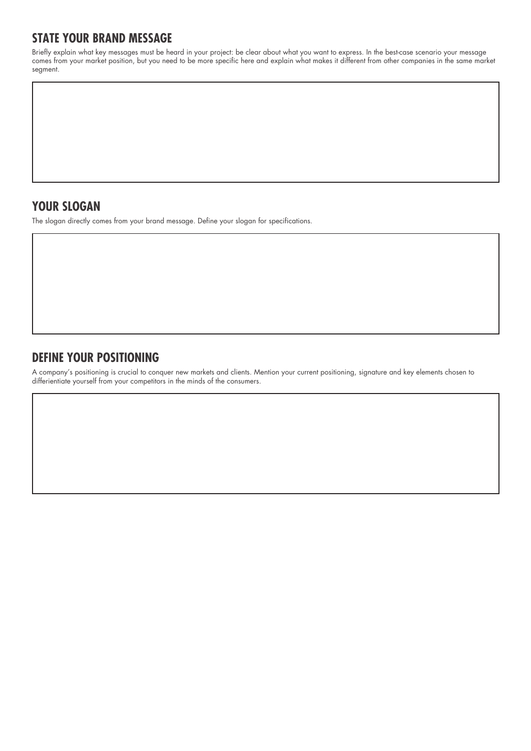## STATE YOUR BRAND MESSAGE

Briefly explain what key messages must be heard in your project: be clear about what you want to express. In the best-case scenario your message comes from your market position, but you need to be more specific here and explain what makes it different from other companies in the same market segment.

## YOUR SLOGAN

The slogan directly comes from your brand message. Define your slogan for specifications.

## DEFINE YOUR POSITIONING

A company's positioning is crucial to conquer new markets and clients. Mention your current positioning, signature and key elements chosen to differientiate yourself from your competitors in the minds of the consumers.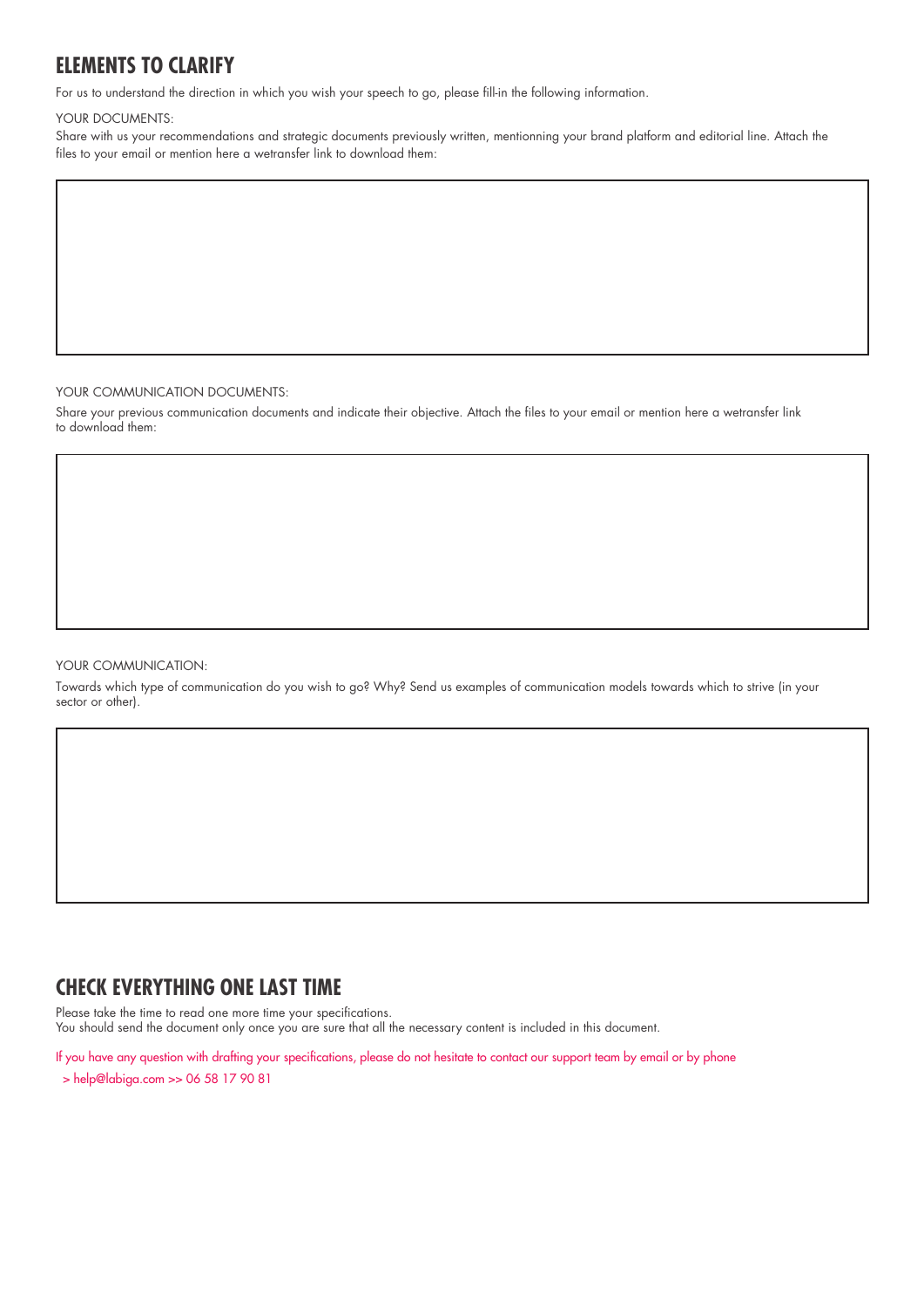## ELEMENTS TO CLARIFY

For us to understand the direction in which you wish your speech to go, please fill-in the following information.

YOUR DOCUMENTS:

Share with us your recommendations and strategic documents previously written, mentionning your brand platform and editorial line. Attach the files to your email or mention here a wetransfer link to download them:

YOUR COMMUNICATION DOCUMENTS:

Share your previous communication documents and indicate their objective. Attach the files to your email or mention here a wetransfer link to download them:

YOUR COMMUNICATION:

Towards which type of communication do you wish to go? Why? Send us examples of communication models towards which to strive (in your sector or other).

## CHECK EVERYTHING ONE LAST TIME

Please take the time to read one more time your specifications.
You should send the document only once you are sure that all the necessary content is included in this document.

If you have any question with drafting your specifications, please do not hesitate to contact our support team by email or by phone

> help@labiga.com >> 06 58 17 90 81